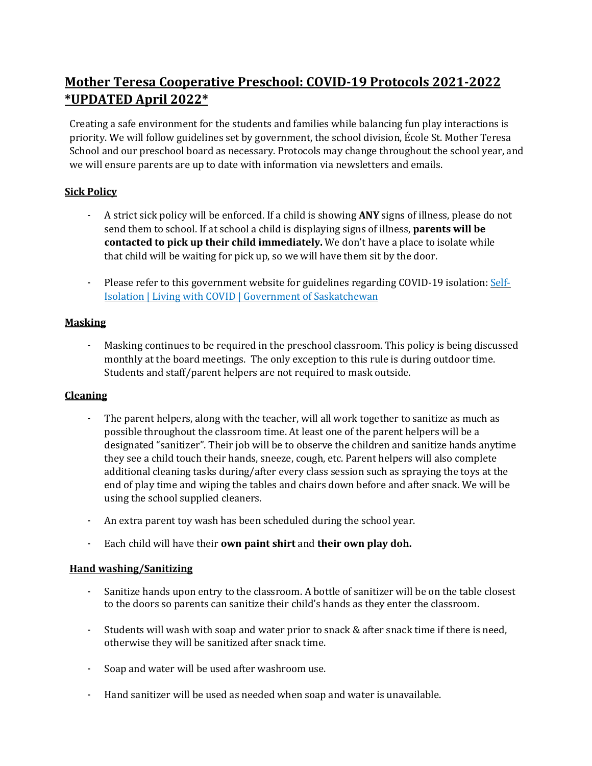# Mother Teresa Cooperative Preschool: COVID-19 Protocols 2021-2022 *UPDATED April 2022*

Creating a safe environment for the students and families while balancing fun play interactions is priority. We will follow guidelines set by government, the school division, École St. Mother Teresa School and our preschool board as necessary. Protocols may change throughout the school year, and we will ensure parents are up to date with information via newsletters and emails.

## Sick Policy

- A strict sick policy will be enforced. If a child is showing **ANY** signs of illness, please do not send them to school. If at school a child is displaying signs of illness, **parents will be contacted to pick up their child immediately.** We don't have a place to isolate while that child will be waiting for pick up, so we will have them sit by the door.

- Please refer to this government website for guidelines regarding COVID-19 isolation: Self-Isolation | Living with COVID | Government of Saskatchewan

## Masking

- Masking continues to be required in the preschool classroom. This policy is being discussed monthly at the board meetings. The only exception to this rule is during outdoor time. Students and staff/parent helpers are not required to mask outside.

## Cleaning

- The parent helpers, along with the teacher, will all work together to sanitize as much as possible throughout the classroom time. At least one of the parent helpers will be a designated "sanitizer". Their job will be to observe the children and sanitize hands anytime they see a child touch their hands, sneeze, cough, etc. Parent helpers will also complete additional cleaning tasks during/after every class session such as spraying the toys at the end of play time and wiping the tables and chairs down before and after snack. We will be using the school supplied cleaners.

- An extra parent toy wash has been scheduled during the school year.

- Each child will have their **own paint shirt** and **their own play doh.**

## Hand washing/Sanitizing

- Sanitize hands upon entry to the classroom. A bottle of sanitizer will be on the table closest to the doors so parents can sanitize their child's hands as they enter the classroom.

- Students will wash with soap and water prior to snack & after snack time if there is need, otherwise they will be sanitized after snack time.

- Soap and water will be used after washroom use.

- Hand sanitizer will be used as needed when soap and water is unavailable.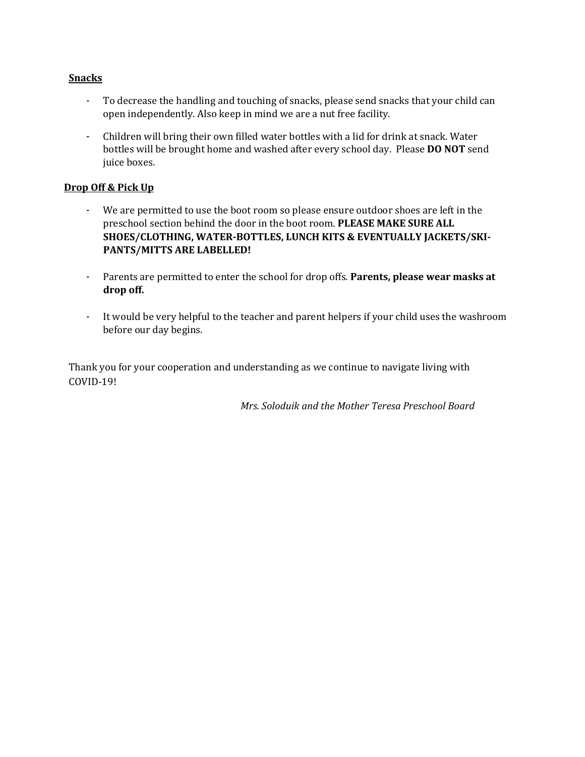**<u>Snacks</u>**

- To decrease the handling and touching of snacks, please send snacks that your child can open independently. Also keep in mind we are a nut free facility.
- Children will bring their own filled water bottles with a lid for drink at snack. Water bottles will be brought home and washed after every school day. Please **DO NOT** send juice boxes.

**<u>Drop Off & Pick Up</u>**

- We are permitted to use the boot room so please ensure outdoor shoes are left in the preschool section behind the door in the boot room. **PLEASE MAKE SURE ALL SHOES/CLOTHING, WATER-BOTTLES, LUNCH KITS & EVENTUALLY JACKETS/SKI-PANTS/MITTS ARE LABELLED!**
- Parents are permitted to enter the school for drop offs. **Parents, please wear masks at drop off.**
- It would be very helpful to the teacher and parent helpers if your child uses the washroom before our day begins.

Thank you for your cooperation and understanding as we continue to navigate living with COVID-19!

*Mrs. Soloduik and the Mother Teresa Preschool Board*